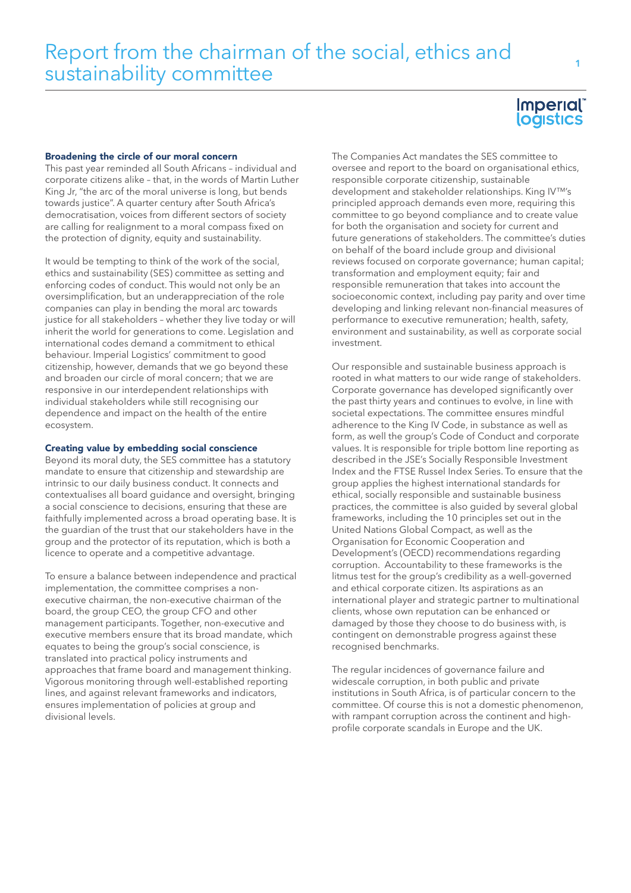# Report from the chairman of the social, ethics and sustainability committee

## Broadening the circle of our moral concern

This past year reminded all South Africans – individual and corporate citizens alike – that, in the words of Martin Luther King Jr, "the arc of the moral universe is long, but bends towards justice". A quarter century after South Africa's democratisation, voices from different sectors of society are calling for realignment to a moral compass fixed on the protection of dignity, equity and sustainability.

It would be tempting to think of the work of the social, ethics and sustainability (SES) committee as setting and enforcing codes of conduct. This would not only be an oversimplification, but an underappreciation of the role companies can play in bending the moral arc towards justice for all stakeholders – whether they live today or will inherit the world for generations to come. Legislation and international codes demand a commitment to ethical behaviour. Imperial Logistics' commitment to good citizenship, however, demands that we go beyond these and broaden our circle of moral concern; that we are responsive in our interdependent relationships with individual stakeholders while still recognising our dependence and impact on the health of the entire ecosystem.

## Creating value by embedding social conscience

Beyond its moral duty, the SES committee has a statutory mandate to ensure that citizenship and stewardship are intrinsic to our daily business conduct. It connects and contextualises all board guidance and oversight, bringing a social conscience to decisions, ensuring that these are faithfully implemented across a broad operating base. It is the guardian of the trust that our stakeholders have in the group and the protector of its reputation, which is both a licence to operate and a competitive advantage.

To ensure a balance between independence and practical implementation, the committee comprises a non-executive chairman, the non-executive chairman of the board, the group CEO, the group CFO and other management participants. Together, non-executive and executive members ensure that its broad mandate, which equates to being the group's social conscience, is translated into practical policy instruments and approaches that frame board and management thinking. Vigorous monitoring through well-established reporting lines, and against relevant frameworks and indicators, ensures implementation of policies at group and divisional levels.

The Companies Act mandates the SES committee to oversee and report to the board on organisational ethics, responsible corporate citizenship, sustainable development and stakeholder relationships. King IV™'s principled approach demands even more, requiring this committee to go beyond compliance and to create value for both the organisation and society for current and future generations of stakeholders. The committee's duties on behalf of the board include group and divisional reviews focused on corporate governance; human capital; transformation and employment equity; fair and responsible remuneration that takes into account the socioeconomic context, including pay parity and over time developing and linking relevant non-financial measures of performance to executive remuneration; health, safety, environment and sustainability, as well as corporate social investment.

Our responsible and sustainable business approach is rooted in what matters to our wide range of stakeholders. Corporate governance has developed significantly over the past thirty years and continues to evolve, in line with societal expectations. The committee ensures mindful adherence to the King IV Code, in substance as well as form, as well the group's Code of Conduct and corporate values. It is responsible for triple bottom line reporting as described in the JSE's Socially Responsible Investment Index and the FTSE Russel Index Series. To ensure that the group applies the highest international standards for ethical, socially responsible and sustainable business practices, the committee is also guided by several global frameworks, including the 10 principles set out in the United Nations Global Compact, as well as the Organisation for Economic Cooperation and Development's (OECD) recommendations regarding corruption. Accountability to these frameworks is the litmus test for the group's credibility as a well-governed and ethical corporate citizen. Its aspirations as an international player and strategic partner to multinational clients, whose own reputation can be enhanced or damaged by those they choose to do business with, is contingent on demonstrable progress against these recognised benchmarks.

The regular incidences of governance failure and widescale corruption, in both public and private institutions in South Africa, is of particular concern to the committee. Of course this is not a domestic phenomenon, with rampant corruption across the continent and high-profile corporate scandals in Europe and the UK.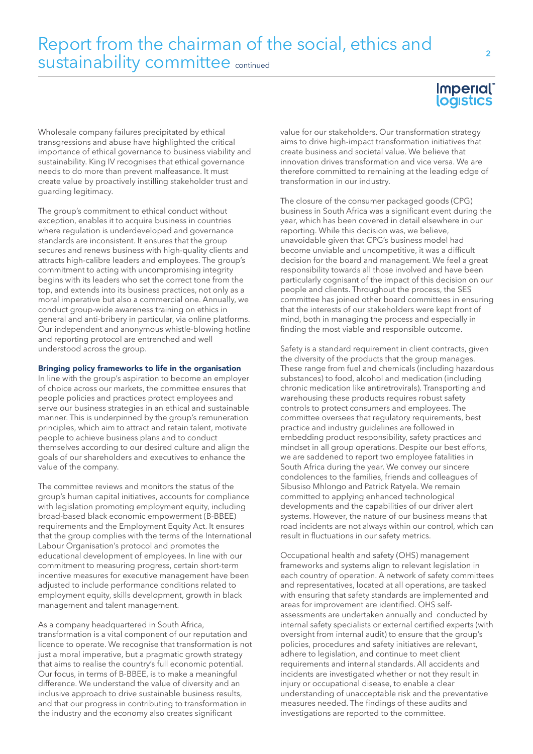Wholesale company failures precipitated by ethical transgressions and abuse have highlighted the critical importance of ethical governance to business viability and sustainability. King IV recognises that ethical governance needs to do more than prevent malfeasance. It must create value by proactively instilling stakeholder trust and guarding legitimacy.

The group's commitment to ethical conduct without exception, enables it to acquire business in countries where regulation is underdeveloped and governance standards are inconsistent. It ensures that the group secures and renews business with high-quality clients and attracts high-calibre leaders and employees. The group's commitment to acting with uncompromising integrity begins with its leaders who set the correct tone from the top, and extends into its business practices, not only as a moral imperative but also a commercial one. Annually, we conduct group-wide awareness training on ethics in general and anti-bribery in particular, via online platforms. Our independent and anonymous whistle-blowing hotline and reporting protocol are entrenched and well understood across the group.

### Bringing policy frameworks to life in the organisation

In line with the group's aspiration to become an employer of choice across our markets, the committee ensures that people policies and practices protect employees and serve our business strategies in an ethical and sustainable manner. This is underpinned by the group's remuneration principles, which aim to attract and retain talent, motivate people to achieve business plans and to conduct themselves according to our desired culture and align the goals of our shareholders and executives to enhance the value of the company.

The committee reviews and monitors the status of the group's human capital initiatives, accounts for compliance with legislation promoting employment equity, including broad-based black economic empowerment (B-BBEE) requirements and the Employment Equity Act. It ensures that the group complies with the terms of the International Labour Organisation's protocol and promotes the educational development of employees. In line with our commitment to measuring progress, certain short-term incentive measures for executive management have been adjusted to include performance conditions related to employment equity, skills development, growth in black management and talent management.

As a company headquartered in South Africa, transformation is a vital component of our reputation and licence to operate. We recognise that transformation is not just a moral imperative, but a pragmatic growth strategy that aims to realise the country's full economic potential. Our focus, in terms of B-BBEE, is to make a meaningful difference. We understand the value of diversity and an inclusive approach to drive sustainable business results, and that our progress in contributing to transformation in the industry and the economy also creates significant value for our stakeholders. Our transformation strategy aims to drive high-impact transformation initiatives that create business and societal value. We believe that innovation drives transformation and vice versa. We are therefore committed to remaining at the leading edge of transformation in our industry.

The closure of the consumer packaged goods (CPG) business in South Africa was a significant event during the year, which has been covered in detail elsewhere in our reporting. While this decision was, we believe, unavoidable given that CPG's business model had become unviable and uncompetitive, it was a difficult decision for the board and management. We feel a great responsibility towards all those involved and have been particularly cognisant of the impact of this decision on our people and clients. Throughout the process, the SES committee has joined other board committees in ensuring that the interests of our stakeholders were kept front of mind, both in managing the process and especially in finding the most viable and responsible outcome.

Safety is a standard requirement in client contracts, given the diversity of the products that the group manages. These range from fuel and chemicals (including hazardous substances) to food, alcohol and medication (including chronic medication like antiretrovirals). Transporting and warehousing these products requires robust safety controls to protect consumers and employees. The committee oversees that regulatory requirements, best practice and industry guidelines are followed in embedding product responsibility, safety practices and mindset in all group operations. Despite our best efforts, we are saddened to report two employee fatalities in South Africa during the year. We convey our sincere condolences to the families, friends and colleagues of Sibusiso Mhlongo and Patrick Ratyela. We remain committed to applying enhanced technological developments and the capabilities of our driver alert systems. However, the nature of our business means that road incidents are not always within our control, which can result in fluctuations in our safety metrics.

Occupational health and safety (OHS) management frameworks and systems align to relevant legislation in each country of operation. A network of safety committees and representatives, located at all operations, are tasked with ensuring that safety standards are implemented and areas for improvement are identified. OHS self-assessments are undertaken annually and conducted by internal safety specialists or external certified experts (with oversight from internal audit) to ensure that the group's policies, procedures and safety initiatives are relevant, adhere to legislation, and continue to meet client requirements and internal standards. All accidents and incidents are investigated whether or not they result in injury or occupational disease, to enable a clear understanding of unacceptable risk and the preventative measures needed. The findings of these audits and investigations are reported to the committee.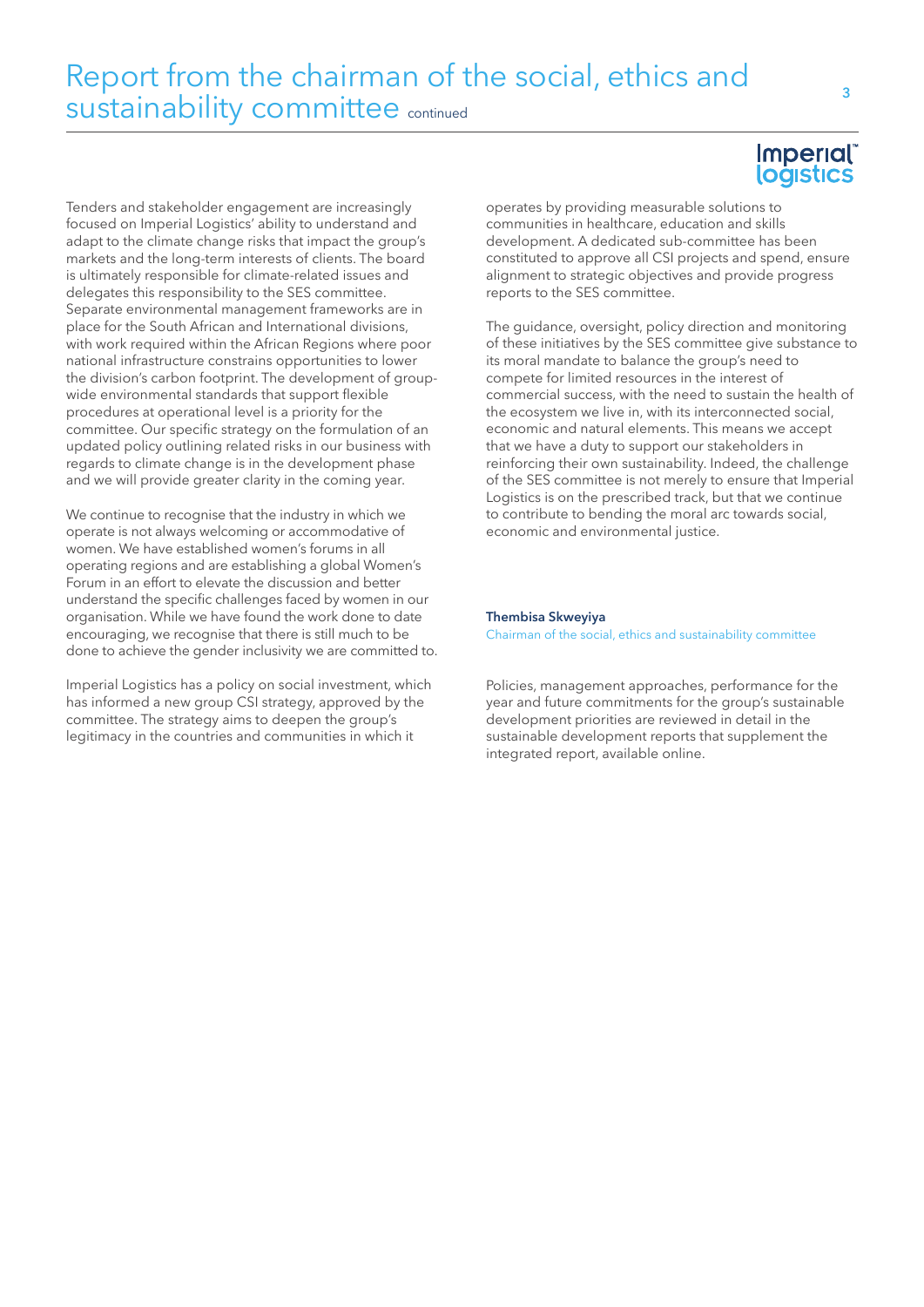# Report from the chairman of the social, ethics and sustainability committee continued

Tenders and stakeholder engagement are increasingly focused on Imperial Logistics' ability to understand and adapt to the climate change risks that impact the group's markets and the long-term interests of clients. The board is ultimately responsible for climate-related issues and delegates this responsibility to the SES committee. Separate environmental management frameworks are in place for the South African and International divisions, with work required within the African Regions where poor national infrastructure constrains opportunities to lower the division's carbon footprint. The development of group-wide environmental standards that support flexible procedures at operational level is a priority for the committee. Our specific strategy on the formulation of an updated policy outlining related risks in our business with regards to climate change is in the development phase and we will provide greater clarity in the coming year.

We continue to recognise that the industry in which we operate is not always welcoming or accommodative of women. We have established women's forums in all operating regions and are establishing a global Women's Forum in an effort to elevate the discussion and better understand the specific challenges faced by women in our organisation. While we have found the work done to date encouraging, we recognise that there is still much to be done to achieve the gender inclusivity we are committed to.

Imperial Logistics has a policy on social investment, which has informed a new group CSI strategy, approved by the committee. The strategy aims to deepen the group's legitimacy in the countries and communities in which it operates by providing measurable solutions to communities in healthcare, education and skills development. A dedicated sub-committee has been constituted to approve all CSI projects and spend, ensure alignment to strategic objectives and provide progress reports to the SES committee.

The guidance, oversight, policy direction and monitoring of these initiatives by the SES committee give substance to its moral mandate to balance the group's need to compete for limited resources in the interest of commercial success, with the need to sustain the health of the ecosystem we live in, with its interconnected social, economic and natural elements. This means we accept that we have a duty to support our stakeholders in reinforcing their own sustainability. Indeed, the challenge of the SES committee is not merely to ensure that Imperial Logistics is on the prescribed track, but that we continue to contribute to bending the moral arc towards social, economic and environmental justice.

**Thembisa Skweyiya**
Chairman of the social, ethics and sustainability committee

Policies, management approaches, performance for the year and future commitments for the group's sustainable development priorities are reviewed in detail in the sustainable development reports that supplement the integrated report, available online.